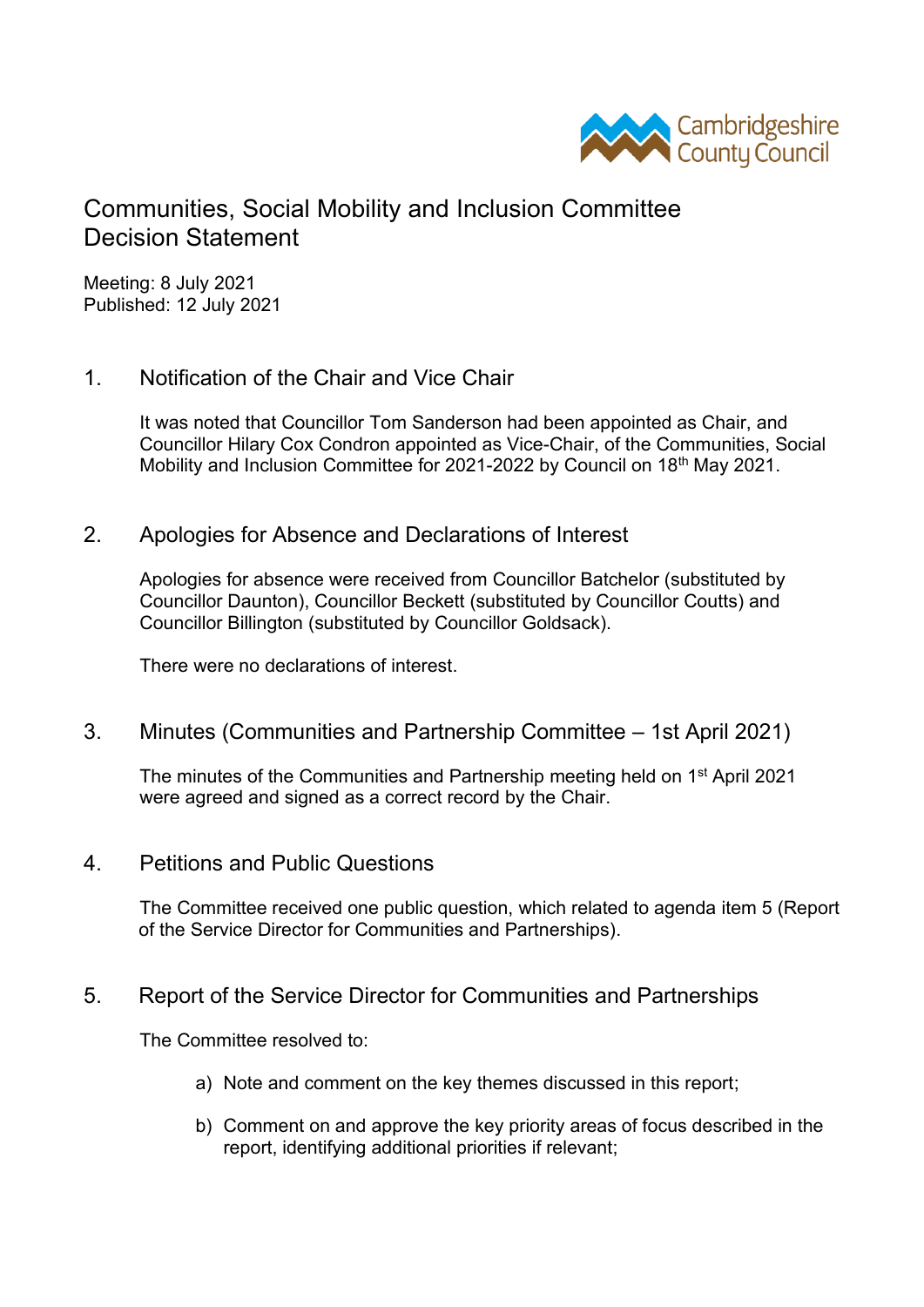# Communities, Social Mobility and Inclusion Committee Decision Statement

Meeting: 8 July 2021
Published: 12 July 2021

## 1. Notification of the Chair and Vice Chair

It was noted that Councillor Tom Sanderson had been appointed as Chair, and Councillor Hilary Cox Condron appointed as Vice-Chair, of the Communities, Social Mobility and Inclusion Committee for 2021-2022 by Council on 18th May 2021.

## 2. Apologies for Absence and Declarations of Interest

Apologies for absence were received from Councillor Batchelor (substituted by Councillor Daunton), Councillor Beckett (substituted by Councillor Coutts) and Councillor Billington (substituted by Councillor Goldsack).

There were no declarations of interest.

## 3. Minutes (Communities and Partnership Committee – 1st April 2021)

The minutes of the Communities and Partnership meeting held on 1st April 2021 were agreed and signed as a correct record by the Chair.

## 4. Petitions and Public Questions

The Committee received one public question, which related to agenda item 5 (Report of the Service Director for Communities and Partnerships).

## 5. Report of the Service Director for Communities and Partnerships

The Committee resolved to:

a) Note and comment on the key themes discussed in this report;

b) Comment on and approve the key priority areas of focus described in the report, identifying additional priorities if relevant;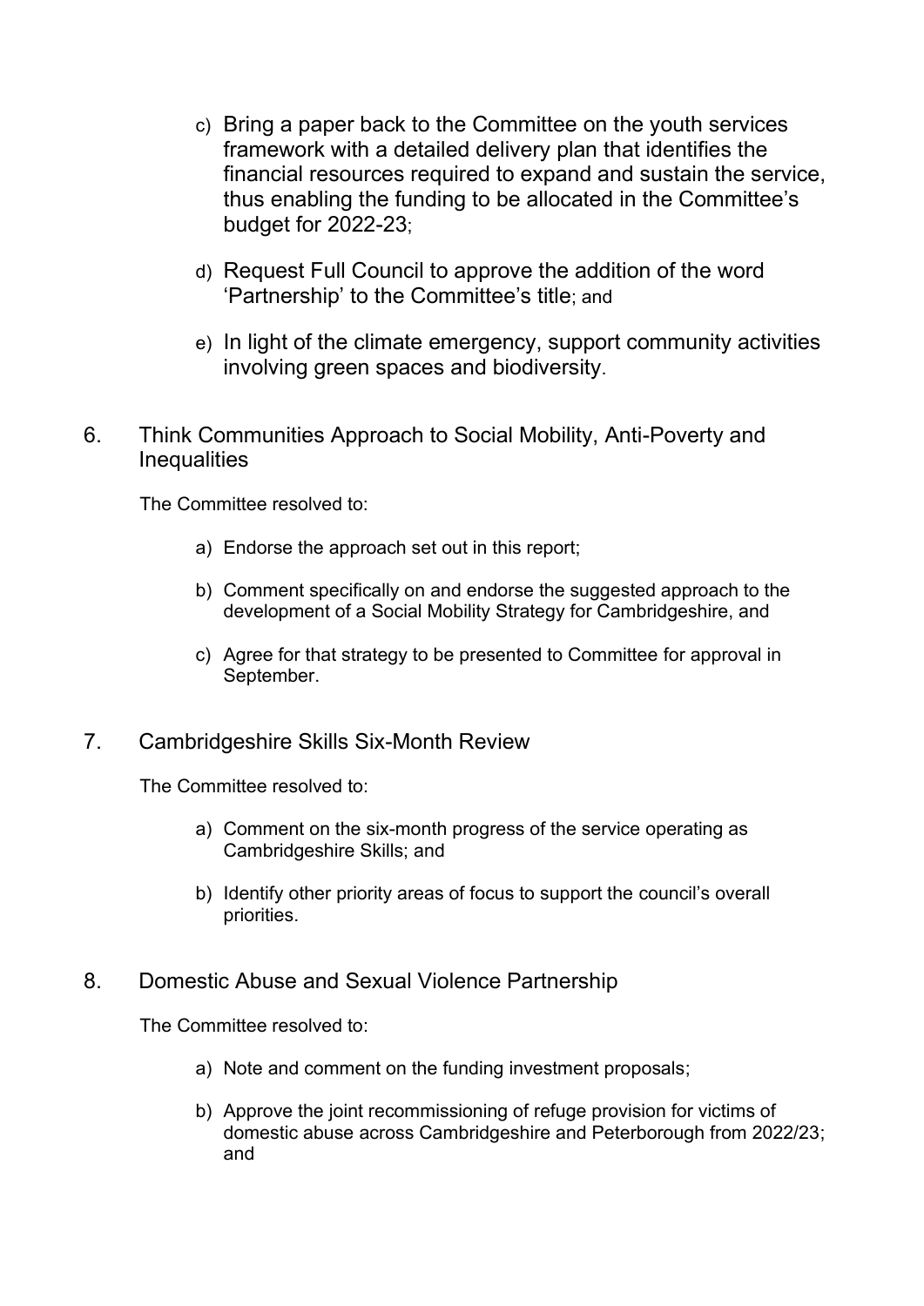c) Bring a paper back to the Committee on the youth services framework with a detailed delivery plan that identifies the financial resources required to expand and sustain the service, thus enabling the funding to be allocated in the Committee's budget for 2022-23;

d) Request Full Council to approve the addition of the word 'Partnership' to the Committee's title; and

e) In light of the climate emergency, support community activities involving green spaces and biodiversity.

6. Think Communities Approach to Social Mobility, Anti-Poverty and Inequalities

The Committee resolved to:

a) Endorse the approach set out in this report;

b) Comment specifically on and endorse the suggested approach to the development of a Social Mobility Strategy for Cambridgeshire, and

c) Agree for that strategy to be presented to Committee for approval in September.

7. Cambridgeshire Skills Six-Month Review

The Committee resolved to:

a) Comment on the six-month progress of the service operating as Cambridgeshire Skills; and

b) Identify other priority areas of focus to support the council's overall priorities.

8. Domestic Abuse and Sexual Violence Partnership

The Committee resolved to:

a) Note and comment on the funding investment proposals;

b) Approve the joint recommissioning of refuge provision for victims of domestic abuse across Cambridgeshire and Peterborough from 2022/23; and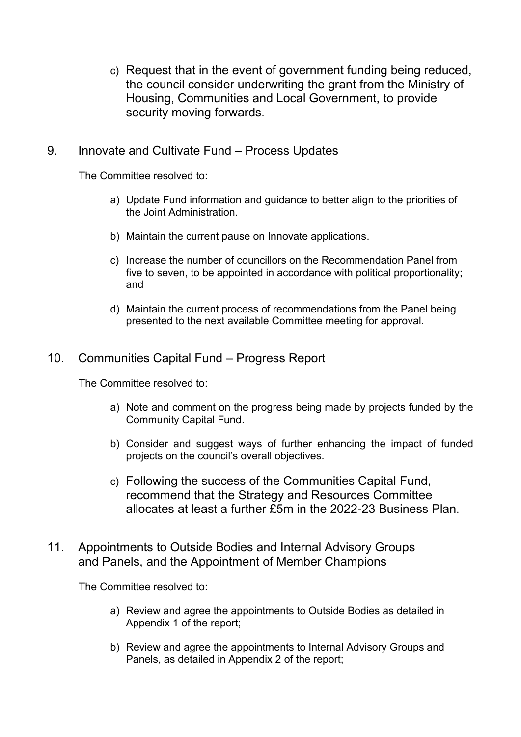c) Request that in the event of government funding being reduced, the council consider underwriting the grant from the Ministry of Housing, Communities and Local Government, to provide security moving forwards.

## 9. Innovate and Cultivate Fund – Process Updates

The Committee resolved to:

a) Update Fund information and guidance to better align to the priorities of the Joint Administration.

b) Maintain the current pause on Innovate applications.

c) Increase the number of councillors on the Recommendation Panel from five to seven, to be appointed in accordance with political proportionality; and

d) Maintain the current process of recommendations from the Panel being presented to the next available Committee meeting for approval.

## 10. Communities Capital Fund – Progress Report

The Committee resolved to:

a) Note and comment on the progress being made by projects funded by the Community Capital Fund.

b) Consider and suggest ways of further enhancing the impact of funded projects on the council's overall objectives.

c) Following the success of the Communities Capital Fund, recommend that the Strategy and Resources Committee allocates at least a further £5m in the 2022-23 Business Plan.

## 11. Appointments to Outside Bodies and Internal Advisory Groups and Panels, and the Appointment of Member Champions

The Committee resolved to:

a) Review and agree the appointments to Outside Bodies as detailed in Appendix 1 of the report;

b) Review and agree the appointments to Internal Advisory Groups and Panels, as detailed in Appendix 2 of the report;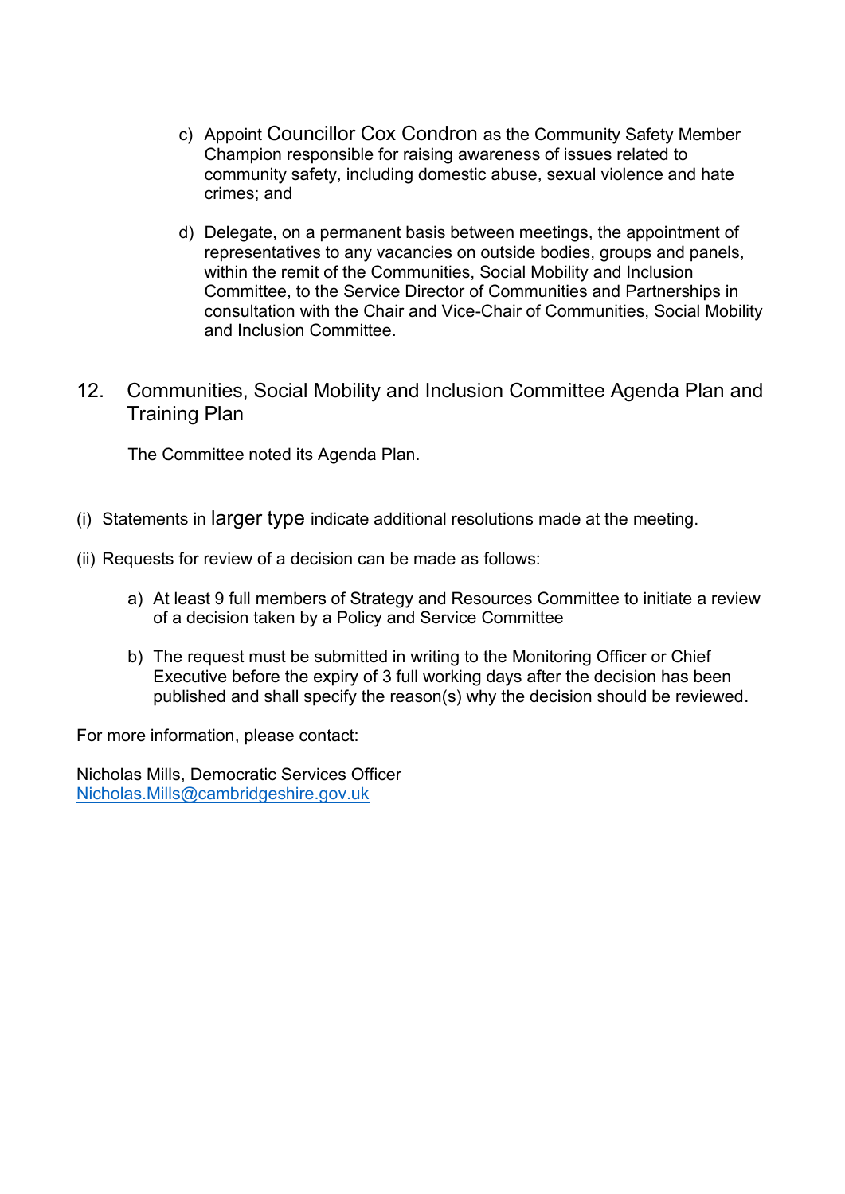c) Appoint Councillor Cox Condron as the Community Safety Member Champion responsible for raising awareness of issues related to community safety, including domestic abuse, sexual violence and hate crimes; and

d) Delegate, on a permanent basis between meetings, the appointment of representatives to any vacancies on outside bodies, groups and panels, within the remit of the Communities, Social Mobility and Inclusion Committee, to the Service Director of Communities and Partnerships in consultation with the Chair and Vice-Chair of Communities, Social Mobility and Inclusion Committee.

## 12. Communities, Social Mobility and Inclusion Committee Agenda Plan and Training Plan

The Committee noted its Agenda Plan.

(i) Statements in larger type indicate additional resolutions made at the meeting.

(ii) Requests for review of a decision can be made as follows:

a) At least 9 full members of Strategy and Resources Committee to initiate a review of a decision taken by a Policy and Service Committee

b) The request must be submitted in writing to the Monitoring Officer or Chief Executive before the expiry of 3 full working days after the decision has been published and shall specify the reason(s) why the decision should be reviewed.

For more information, please contact:

Nicholas Mills, Democratic Services Officer
Nicholas.Mills@cambridgeshire.gov.uk